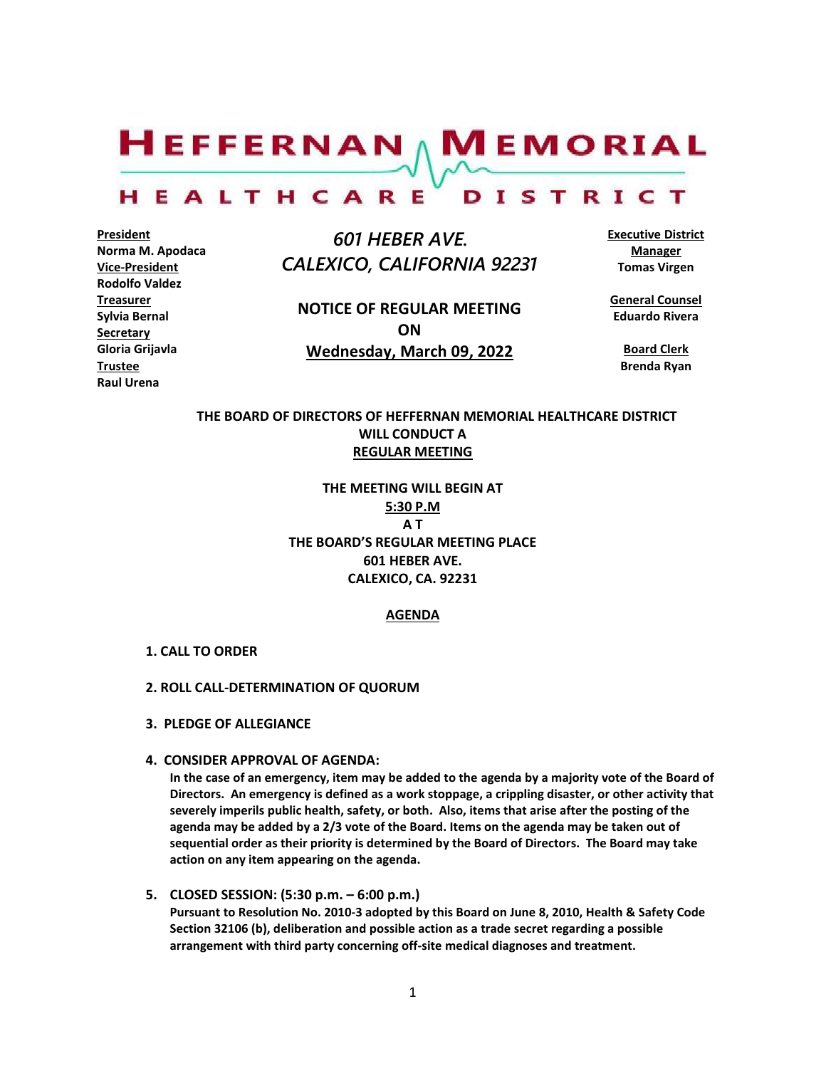# HEFFERNAN MEMORIAL HEALTHCARE DISTRICT

**President**
**Norma M. Apodaca**
**Vice-President**
**Rodolfo Valdez**
**Treasurer**
**Sylvia Bernal**
**Secretary**
**Gloria Grijavla**
**Trustee**
**Raul Urena**

*601 HEBER AVE.*
*CALEXICO, CALIFORNIA 92231*

**NOTICE OF REGULAR MEETING**
**ON**
**Wednesday, March 09, 2022**

**Executive District Manager**
**Tomas Virgen**

**General Counsel**
**Eduardo Rivera**

**Board Clerk**
**Brenda Ryan**

**THE BOARD OF DIRECTORS OF HEFFERNAN MEMORIAL HEALTHCARE DISTRICT WILL CONDUCT A REGULAR MEETING**

**THE MEETING WILL BEGIN AT**
**5:30 P.M**
**A T**
**THE BOARD'S REGULAR MEETING PLACE**
**601 HEBER AVE.**
**CALEXICO, CA. 92231**

## AGENDA

**1. CALL TO ORDER**

**2. ROLL CALL-DETERMINATION OF QUORUM**

**3. PLEDGE OF ALLEGIANCE**

**4. CONSIDER APPROVAL OF AGENDA:**
**In the case of an emergency, item may be added to the agenda by a majority vote of the Board of Directors. An emergency is defined as a work stoppage, a crippling disaster, or other activity that severely imperils public health, safety, or both. Also, items that arise after the posting of the agenda may be added by a 2/3 vote of the Board. Items on the agenda may be taken out of sequential order as their priority is determined by the Board of Directors. The Board may take action on any item appearing on the agenda.**

**5. CLOSED SESSION: (5:30 p.m. – 6:00 p.m.)**
**Pursuant to Resolution No. 2010-3 adopted by this Board on June 8, 2010, Health & Safety Code Section 32106 (b), deliberation and possible action as a trade secret regarding a possible arrangement with third party concerning off-site medical diagnoses and treatment.**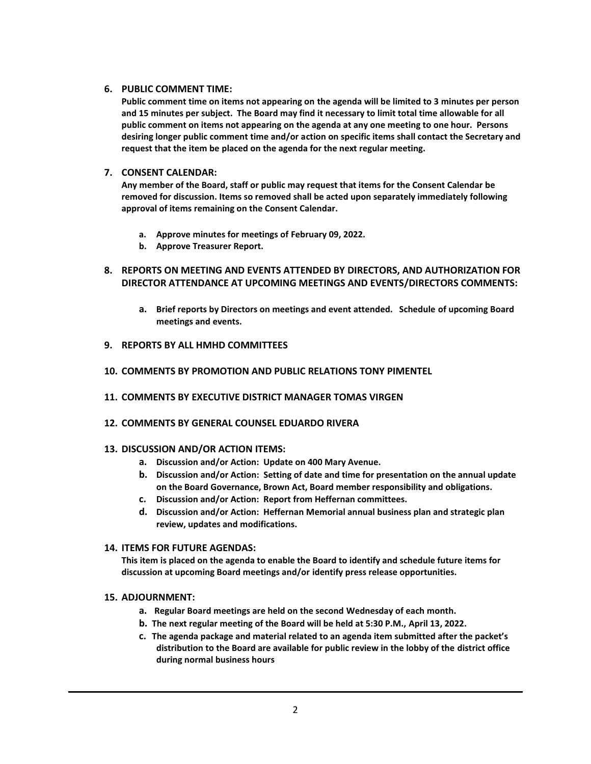## 6. PUBLIC COMMENT TIME:

**Public comment time on items not appearing on the agenda will be limited to 3 minutes per person and 15 minutes per subject. The Board may find it necessary to limit total time allowable for all public comment on items not appearing on the agenda at any one meeting to one hour. Persons desiring longer public comment time and/or action on specific items shall contact the Secretary and request that the item be placed on the agenda for the next regular meeting.**

## 7. CONSENT CALENDAR:

**Any member of the Board, staff or public may request that items for the Consent Calendar be removed for discussion. Items so removed shall be acted upon separately immediately following approval of items remaining on the Consent Calendar.**

- **a. Approve minutes for meetings of February 09, 2022.**
- **b. Approve Treasurer Report.**

## 8. REPORTS ON MEETING AND EVENTS ATTENDED BY DIRECTORS, AND AUTHORIZATION FOR DIRECTOR ATTENDANCE AT UPCOMING MEETINGS AND EVENTS/DIRECTORS COMMENTS:

- **a. Brief reports by Directors on meetings and event attended. Schedule of upcoming Board meetings and events.**

## 9. REPORTS BY ALL HMHD COMMITTEES

## 10. COMMENTS BY PROMOTION AND PUBLIC RELATIONS TONY PIMENTEL

## 11. COMMENTS BY EXECUTIVE DISTRICT MANAGER TOMAS VIRGEN

## 12. COMMENTS BY GENERAL COUNSEL EDUARDO RIVERA

## 13. DISCUSSION AND/OR ACTION ITEMS:

- **a. Discussion and/or Action: Update on 400 Mary Avenue.**
- **b. Discussion and/or Action: Setting of date and time for presentation on the annual update on the Board Governance, Brown Act, Board member responsibility and obligations.**
- **c. Discussion and/or Action: Report from Heffernan committees.**
- **d. Discussion and/or Action: Heffernan Memorial annual business plan and strategic plan review, updates and modifications.**

## 14. ITEMS FOR FUTURE AGENDAS:

**This item is placed on the agenda to enable the Board to identify and schedule future items for discussion at upcoming Board meetings and/or identify press release opportunities.**

## 15. ADJOURNMENT:

- **a. Regular Board meetings are held on the second Wednesday of each month.**
- **b. The next regular meeting of the Board will be held at 5:30 P.M., April 13, 2022.**
- **c. The agenda package and material related to an agenda item submitted after the packet's distribution to the Board are available for public review in the lobby of the district office during normal business hours**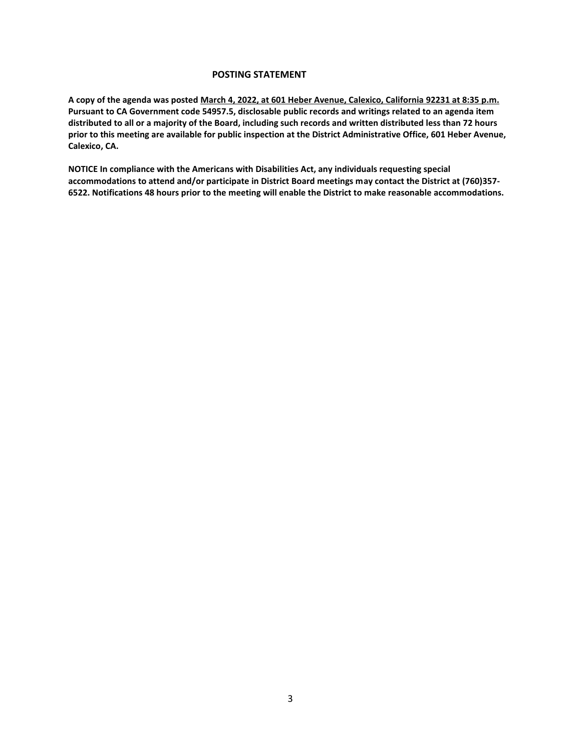## POSTING STATEMENT

**A copy of the agenda was posted March 4, 2022, at 601 Heber Avenue, Calexico, California 92231 at 8:35 p.m. Pursuant to CA Government code 54957.5, disclosable public records and writings related to an agenda item distributed to all or a majority of the Board, including such records and written distributed less than 72 hours prior to this meeting are available for public inspection at the District Administrative Office, 601 Heber Avenue, Calexico, CA.**

**NOTICE In compliance with the Americans with Disabilities Act, any individuals requesting special accommodations to attend and/or participate in District Board meetings may contact the District at (760)357-6522. Notifications 48 hours prior to the meeting will enable the District to make reasonable accommodations.**